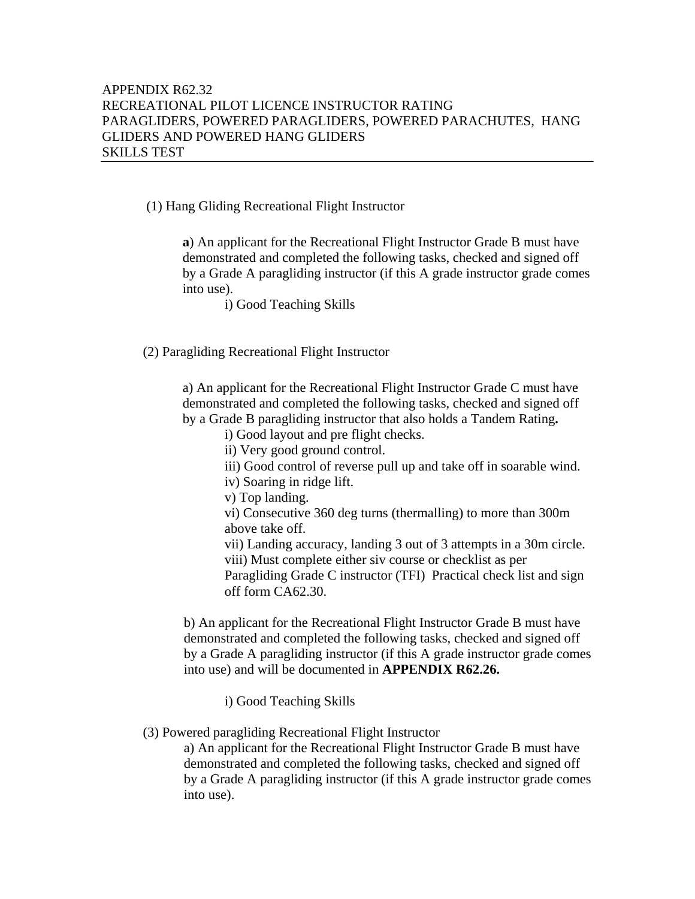APPENDIX R62.32
RECREATIONAL PILOT LICENCE INSTRUCTOR RATING
PARAGLIDERS, POWERED PARAGLIDERS, POWERED PARACHUTES, HANG GLIDERS AND POWERED HANG GLIDERS
SKILLS TEST

---

(1) Hang Gliding Recreational Flight Instructor

**a**) An applicant for the Recreational Flight Instructor Grade B must have demonstrated and completed the following tasks, checked and signed off by a Grade A paragliding instructor (if this A grade instructor grade comes into use).

i) Good Teaching Skills

(2) Paragliding Recreational Flight Instructor

a) An applicant for the Recreational Flight Instructor Grade C must have demonstrated and completed the following tasks, checked and signed off by a Grade B paragliding instructor that also holds a Tandem Rating**.**

i) Good layout and pre flight checks.
ii) Very good ground control.
iii) Good control of reverse pull up and take off in soarable wind.
iv) Soaring in ridge lift.
v) Top landing.
vi) Consecutive 360 deg turns (thermalling) to more than 300m above take off.
vii) Landing accuracy, landing 3 out of 3 attempts in a 30m circle.
viii) Must complete either siv course or checklist as per Paragliding Grade C instructor (TFI) Practical check list and sign off form CA62.30.

b) An applicant for the Recreational Flight Instructor Grade B must have demonstrated and completed the following tasks, checked and signed off by a Grade A paragliding instructor (if this A grade instructor grade comes into use) and will be documented in **APPENDIX R62.26.**

i) Good Teaching Skills

(3) Powered paragliding Recreational Flight Instructor

a) An applicant for the Recreational Flight Instructor Grade B must have demonstrated and completed the following tasks, checked and signed off by a Grade A paragliding instructor (if this A grade instructor grade comes into use).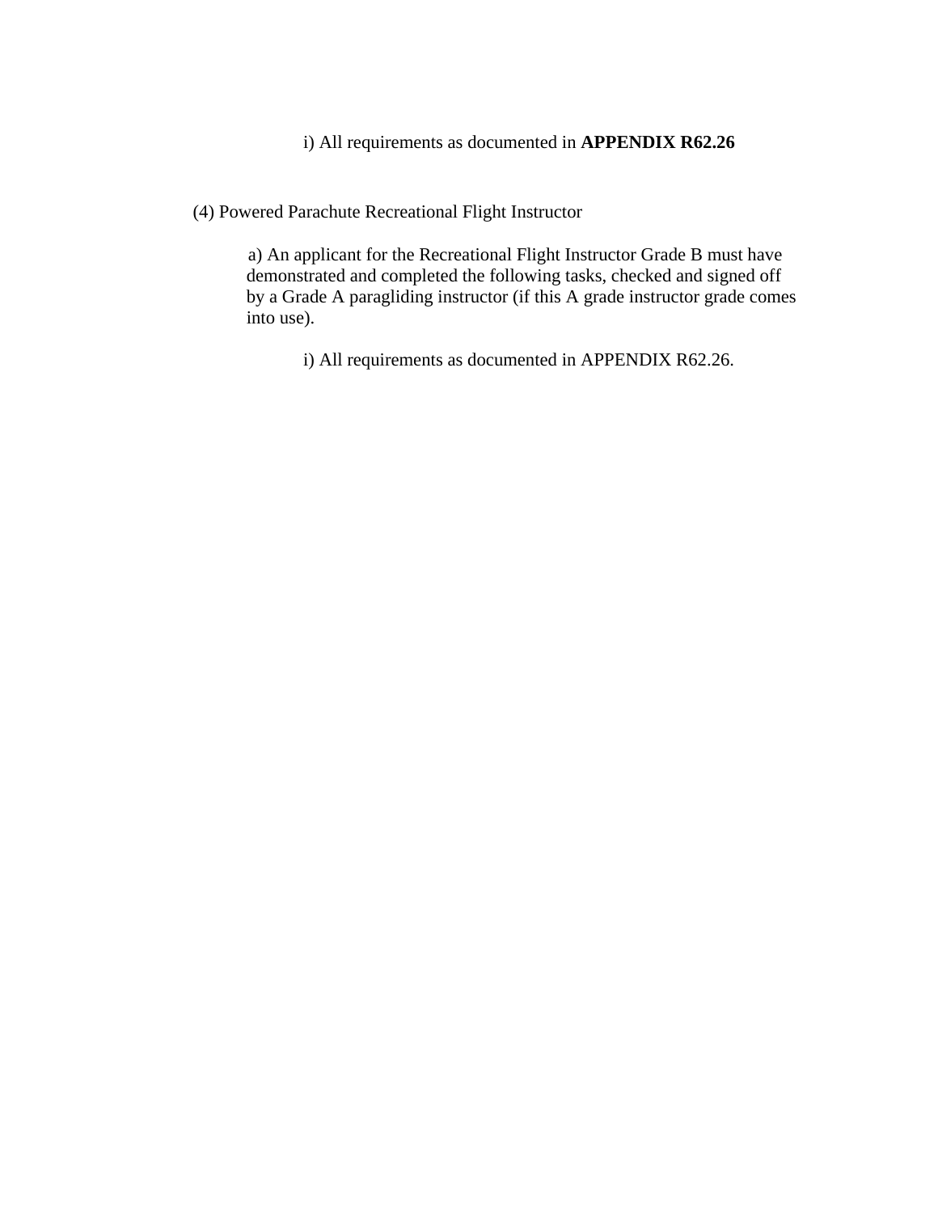i) All requirements as documented in **APPENDIX R62.26**

(4) Powered Parachute Recreational Flight Instructor

a) An applicant for the Recreational Flight Instructor Grade B must have demonstrated and completed the following tasks, checked and signed off by a Grade A paragliding instructor (if this A grade instructor grade comes into use).

i) All requirements as documented in APPENDIX R62.26.